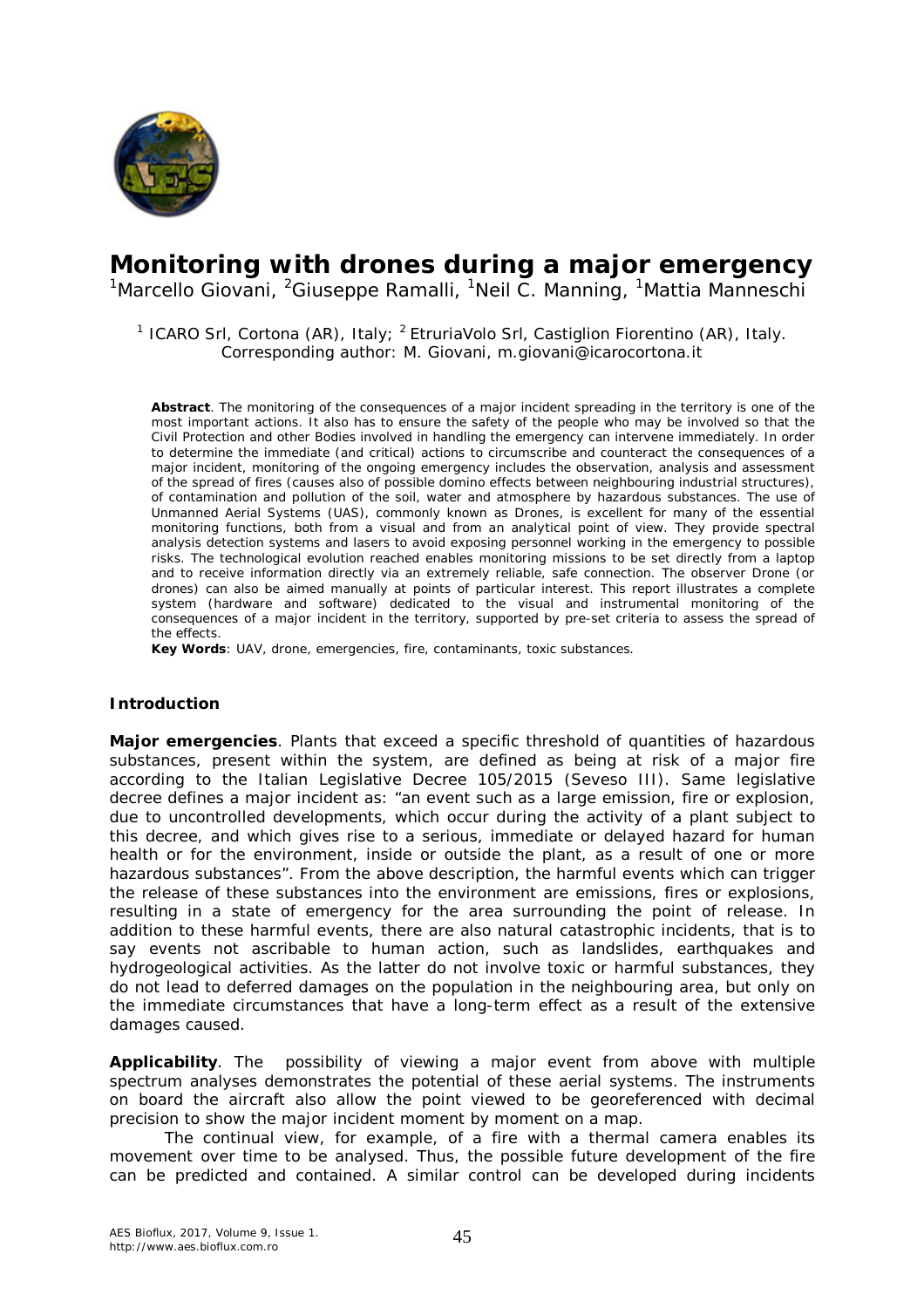# Monitoring with drones during a major emergency

[1]Marcello Giovani, [2]Giuseppe Ramalli, [1]Neil C. Manning, [1]Mattia Manneschi

[1] ICARO Srl, Cortona (AR), Italy; [2] EtruriaVolo Srl, Castiglion Fiorentino (AR), Italy. Corresponding author: M. Giovani, m.giovani@icarocortona.it

**Abstract**. The monitoring of the consequences of a major incident spreading in the territory is one of the most important actions. It also has to ensure the safety of the people who may be involved so that the Civil Protection and other Bodies involved in handling the emergency can intervene immediately. In order to determine the immediate (and critical) actions to circumscribe and counteract the consequences of a major incident, monitoring of the ongoing emergency includes the observation, analysis and assessment of the spread of fires (causes also of possible domino effects between neighbouring industrial structures), of contamination and pollution of the soil, water and atmosphere by hazardous substances. The use of Unmanned Aerial Systems (UAS), commonly known as Drones, is excellent for many of the essential monitoring functions, both from a visual and from an analytical point of view. They provide spectral analysis detection systems and lasers to avoid exposing personnel working in the emergency to possible risks. The technological evolution reached enables monitoring missions to be set directly from a laptop and to receive information directly via an extremely reliable, safe connection. The observer Drone (or drones) can also be aimed manually at points of particular interest. This report illustrates a complete system (hardware and software) dedicated to the visual and instrumental monitoring of the consequences of a major incident in the territory, supported by pre-set criteria to assess the spread of the effects.

**Key Words**: UAV, drone, emergencies, fire, contaminants, toxic substances.

## Introduction

**Major emergencies**. Plants that exceed a specific threshold of quantities of hazardous substances, present within the system, are defined as being at risk of a major fire according to the Italian Legislative Decree 105/2015 (Seveso III). Same legislative decree defines a major incident as: "an event such as a large emission, fire or explosion, due to uncontrolled developments, which occur during the activity of a plant subject to this decree, and which gives rise to a serious, immediate or delayed hazard for human health or for the environment, inside or outside the plant, as a result of one or more hazardous substances". From the above description, the harmful events which can trigger the release of these substances into the environment are emissions, fires or explosions, resulting in a state of emergency for the area surrounding the point of release. In addition to these harmful events, there are also natural catastrophic incidents, that is to say events not ascribable to human action, such as landslides, earthquakes and hydrogeological activities. As the latter do not involve toxic or harmful substances, they do not lead to deferred damages on the population in the neighbouring area, but only on the immediate circumstances that have a long-term effect as a result of the extensive damages caused.

**Applicability**. The possibility of viewing a major event from above with multiple spectrum analyses demonstrates the potential of these aerial systems. The instruments on board the aircraft also allow the point viewed to be georeferenced with decimal precision to show the major incident moment by moment on a map.

The continual view, for example, of a fire with a thermal camera enables its movement over time to be analysed. Thus, the possible future development of the fire can be predicted and contained. A similar control can be developed during incidents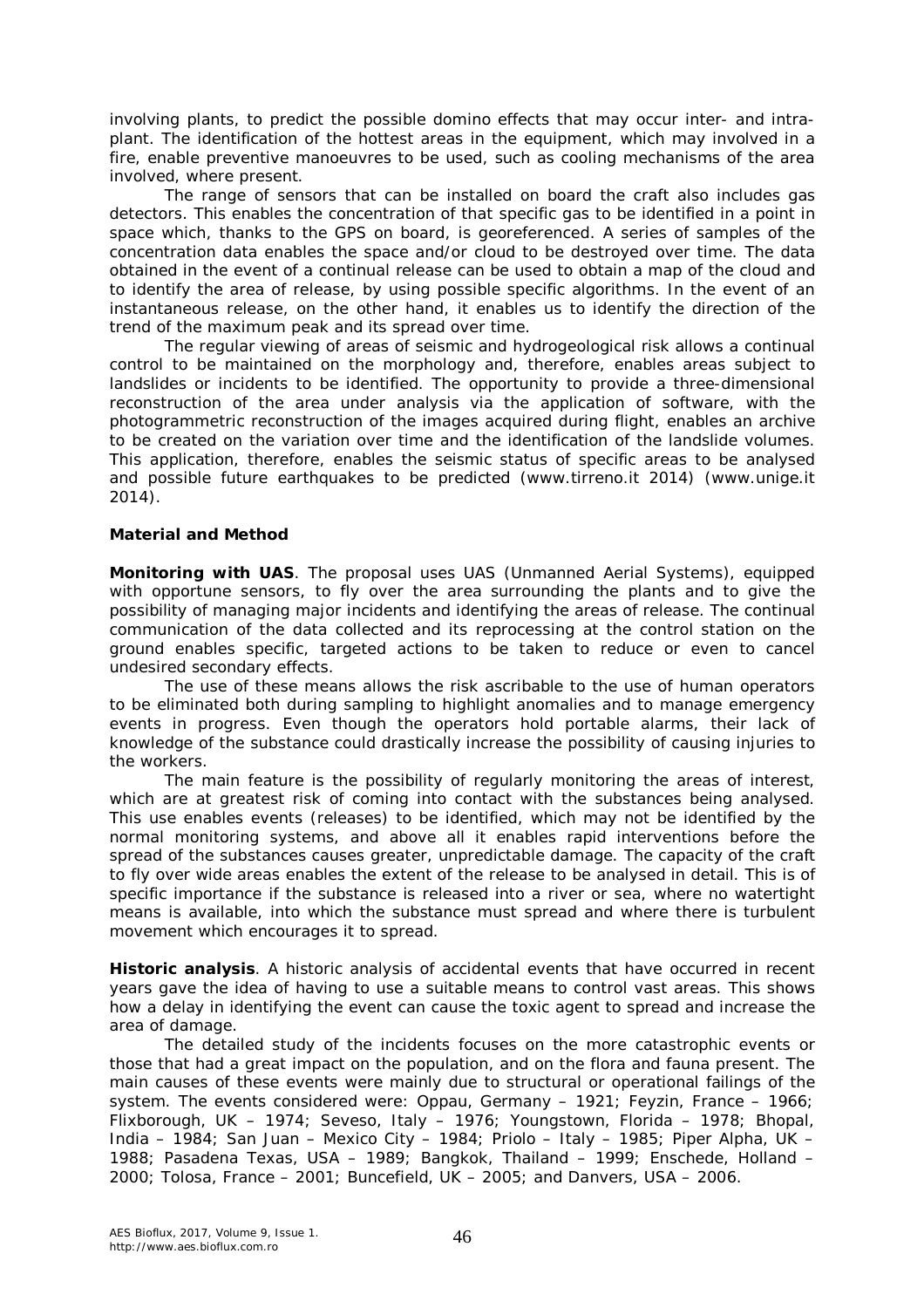involving plants, to predict the possible domino effects that may occur inter- and intra-plant. The identification of the hottest areas in the equipment, which may involved in a fire, enable preventive manoeuvres to be used, such as cooling mechanisms of the area involved, where present.

The range of sensors that can be installed on board the craft also includes gas detectors. This enables the concentration of that specific gas to be identified in a point in space which, thanks to the GPS on board, is georeferenced. A series of samples of the concentration data enables the space and/or cloud to be destroyed over time. The data obtained in the event of a continual release can be used to obtain a map of the cloud and to identify the area of release, by using possible specific algorithms. In the event of an instantaneous release, on the other hand, it enables us to identify the direction of the trend of the maximum peak and its spread over time.

The regular viewing of areas of seismic and hydrogeological risk allows a continual control to be maintained on the morphology and, therefore, enables areas subject to landslides or incidents to be identified. The opportunity to provide a three-dimensional reconstruction of the area under analysis via the application of software, with the photogrammetric reconstruction of the images acquired during flight, enables an archive to be created on the variation over time and the identification of the landslide volumes. This application, therefore, enables the seismic status of specific areas to be analysed and possible future earthquakes to be predicted (www.tirreno.it 2014) (www.unige.it 2014).

**Material and Method**

**Monitoring with UAS**. The proposal uses UAS (Unmanned Aerial Systems), equipped with opportune sensors, to fly over the area surrounding the plants and to give the possibility of managing major incidents and identifying the areas of release. The continual communication of the data collected and its reprocessing at the control station on the ground enables specific, targeted actions to be taken to reduce or even to cancel undesired secondary effects.

The use of these means allows the risk ascribable to the use of human operators to be eliminated both during sampling to highlight anomalies and to manage emergency events in progress. Even though the operators hold portable alarms, their lack of knowledge of the substance could drastically increase the possibility of causing injuries to the workers.

The main feature is the possibility of regularly monitoring the areas of interest, which are at greatest risk of coming into contact with the substances being analysed. This use enables events (releases) to be identified, which may not be identified by the normal monitoring systems, and above all it enables rapid interventions before the spread of the substances causes greater, unpredictable damage. The capacity of the craft to fly over wide areas enables the extent of the release to be analysed in detail. This is of specific importance if the substance is released into a river or sea, where no watertight means is available, into which the substance must spread and where there is turbulent movement which encourages it to spread.

**Historic analysis**. A historic analysis of accidental events that have occurred in recent years gave the idea of having to use a suitable means to control vast areas. This shows how a delay in identifying the event can cause the toxic agent to spread and increase the area of damage.

The detailed study of the incidents focuses on the more catastrophic events or those that had a great impact on the population, and on the flora and fauna present. The main causes of these events were mainly due to structural or operational failings of the system. The events considered were: Oppau, Germany – 1921; Feyzin, France – 1966; Flixborough, UK – 1974; Seveso, Italy – 1976; Youngstown, Florida – 1978; Bhopal, India – 1984; San Juan – Mexico City – 1984; Priolo – Italy – 1985; Piper Alpha, UK – 1988; Pasadena Texas, USA – 1989; Bangkok, Thailand – 1999; Enschede, Holland – 2000; Tolosa, France – 2001; Buncefield, UK – 2005; and Danvers, USA – 2006.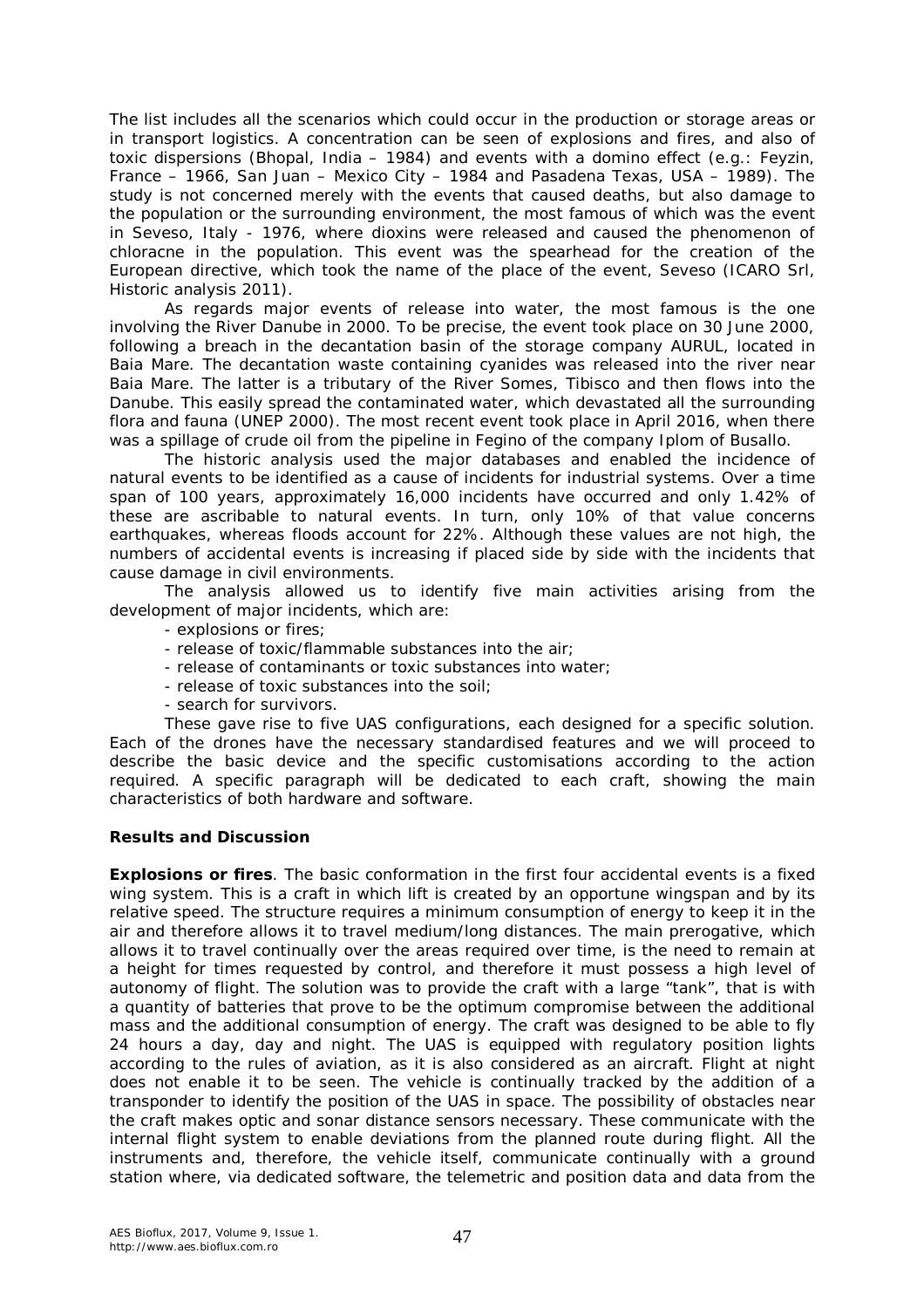The list includes all the scenarios which could occur in the production or storage areas or in transport logistics. A concentration can be seen of explosions and fires, and also of toxic dispersions (Bhopal, India – 1984) and events with a domino effect (e.g.: Feyzin, France – 1966, San Juan – Mexico City – 1984 and Pasadena Texas, USA – 1989). The study is not concerned merely with the events that caused deaths, but also damage to the population or the surrounding environment, the most famous of which was the event in Seveso, Italy - 1976, where dioxins were released and caused the phenomenon of chloracne in the population. This event was the spearhead for the creation of the European directive, which took the name of the place of the event, Seveso (ICARO Srl, Historic analysis 2011).

As regards major events of release into water, the most famous is the one involving the River Danube in 2000. To be precise, the event took place on 30 June 2000, following a breach in the decantation basin of the storage company AURUL, located in Baia Mare. The decantation waste containing cyanides was released into the river near Baia Mare. The latter is a tributary of the River Somes, Tibisco and then flows into the Danube. This easily spread the contaminated water, which devastated all the surrounding flora and fauna (UNEP 2000). The most recent event took place in April 2016, when there was a spillage of crude oil from the pipeline in Fegino of the company Iplom of Busallo.

The historic analysis used the major databases and enabled the incidence of natural events to be identified as a cause of incidents for industrial systems. Over a time span of 100 years, approximately 16,000 incidents have occurred and only 1.42% of these are ascribable to natural events. In turn, only 10% of that value concerns earthquakes, whereas floods account for 22%. Although these values are not high, the numbers of accidental events is increasing if placed side by side with the incidents that cause damage in civil environments.

The analysis allowed us to identify five main activities arising from the development of major incidents, which are:

- explosions or fires;
- release of toxic/flammable substances into the air;
- release of contaminants or toxic substances into water;
- release of toxic substances into the soil;
- search for survivors.

These gave rise to five UAS configurations, each designed for a specific solution. Each of the drones have the necessary standardised features and we will proceed to describe the basic device and the specific customisations according to the action required. A specific paragraph will be dedicated to each craft, showing the main characteristics of both hardware and software.

## Results and Discussion

**Explosions or fires**. The basic conformation in the first four accidental events is a fixed wing system. This is a craft in which lift is created by an opportune wingspan and by its relative speed. The structure requires a minimum consumption of energy to keep it in the air and therefore allows it to travel medium/long distances. The main prerogative, which allows it to travel continually over the areas required over time, is the need to remain at a height for times requested by control, and therefore it must possess a high level of autonomy of flight. The solution was to provide the craft with a large "tank", that is with a quantity of batteries that prove to be the optimum compromise between the additional mass and the additional consumption of energy. The craft was designed to be able to fly 24 hours a day, day and night. The UAS is equipped with regulatory position lights according to the rules of aviation, as it is also considered as an aircraft. Flight at night does not enable it to be seen. The vehicle is continually tracked by the addition of a transponder to identify the position of the UAS in space. The possibility of obstacles near the craft makes optic and sonar distance sensors necessary. These communicate with the internal flight system to enable deviations from the planned route during flight. All the instruments and, therefore, the vehicle itself, communicate continually with a ground station where, via dedicated software, the telemetric and position data and data from the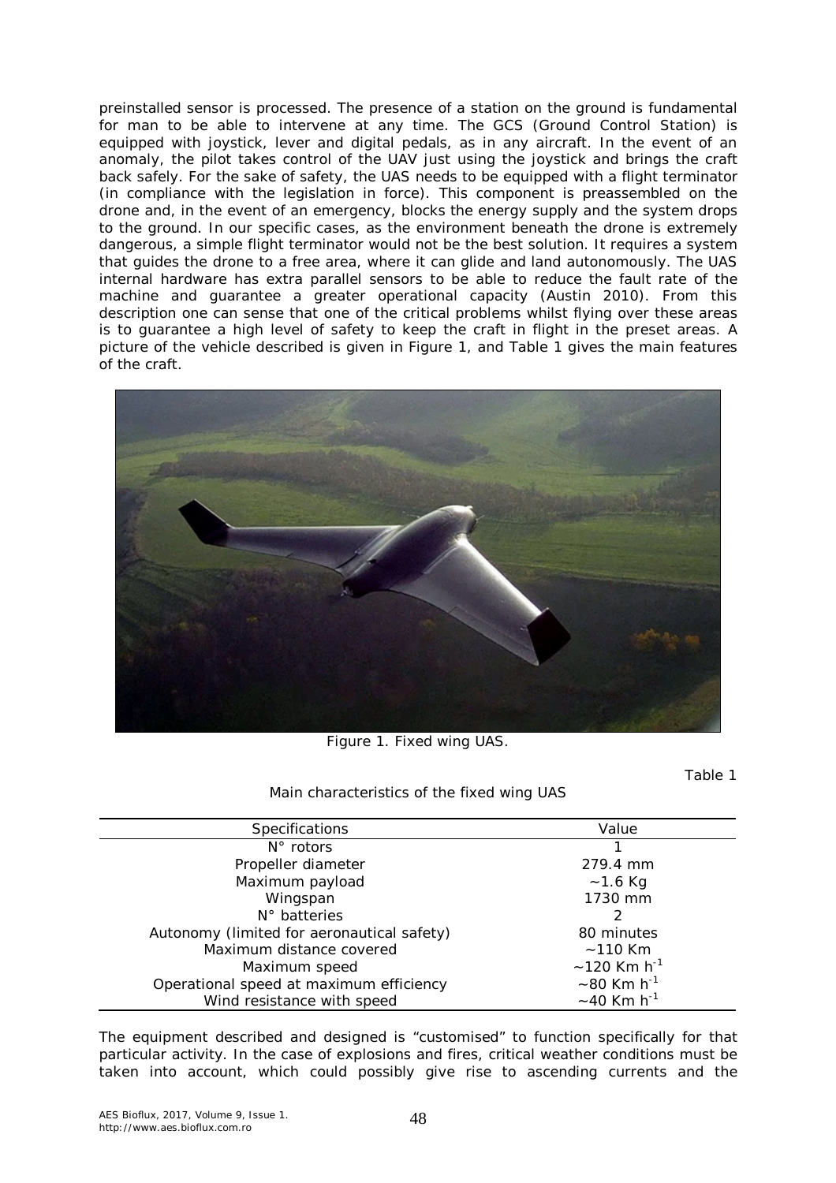preinstalled sensor is processed. The presence of a station on the ground is fundamental for man to be able to intervene at any time. The GCS (Ground Control Station) is equipped with joystick, lever and digital pedals, as in any aircraft. In the event of an anomaly, the pilot takes control of the UAV just using the joystick and brings the craft back safely. For the sake of safety, the UAS needs to be equipped with a flight terminator (in compliance with the legislation in force). This component is preassembled on the drone and, in the event of an emergency, blocks the energy supply and the system drops to the ground. In our specific cases, as the environment beneath the drone is extremely dangerous, a simple flight terminator would not be the best solution. It requires a system that guides the drone to a free area, where it can glide and land autonomously. The UAS internal hardware has extra parallel sensors to be able to reduce the fault rate of the machine and guarantee a greater operational capacity (Austin 2010). From this description one can sense that one of the critical problems whilst flying over these areas is to guarantee a high level of safety to keep the craft in flight in the preset areas. A picture of the vehicle described is given in Figure 1, and Table 1 gives the main features of the craft.

Figure 1. Fixed wing UAS.

Table 1

Main characteristics of the fixed wing UAS

| Specifications | Value |
|---|---|
| N° rotors | 1 |
| Propeller diameter | 279.4 mm |
| Maximum payload | ~1.6 Kg |
| Wingspan | 1730 mm |
| N° batteries | 2 |
| Autonomy (limited for aeronautical safety) | 80 minutes |
| Maximum distance covered | ~110 Km |
| Maximum speed | ~120 Km $h^{-1}$ |
| Operational speed at maximum efficiency | ~80 Km $h^{-1}$ |
| Wind resistance with speed | ~40 Km $h^{-1}$ |

The equipment described and designed is "customised" to function specifically for that particular activity. In the case of explosions and fires, critical weather conditions must be taken into account, which could possibly give rise to ascending currents and the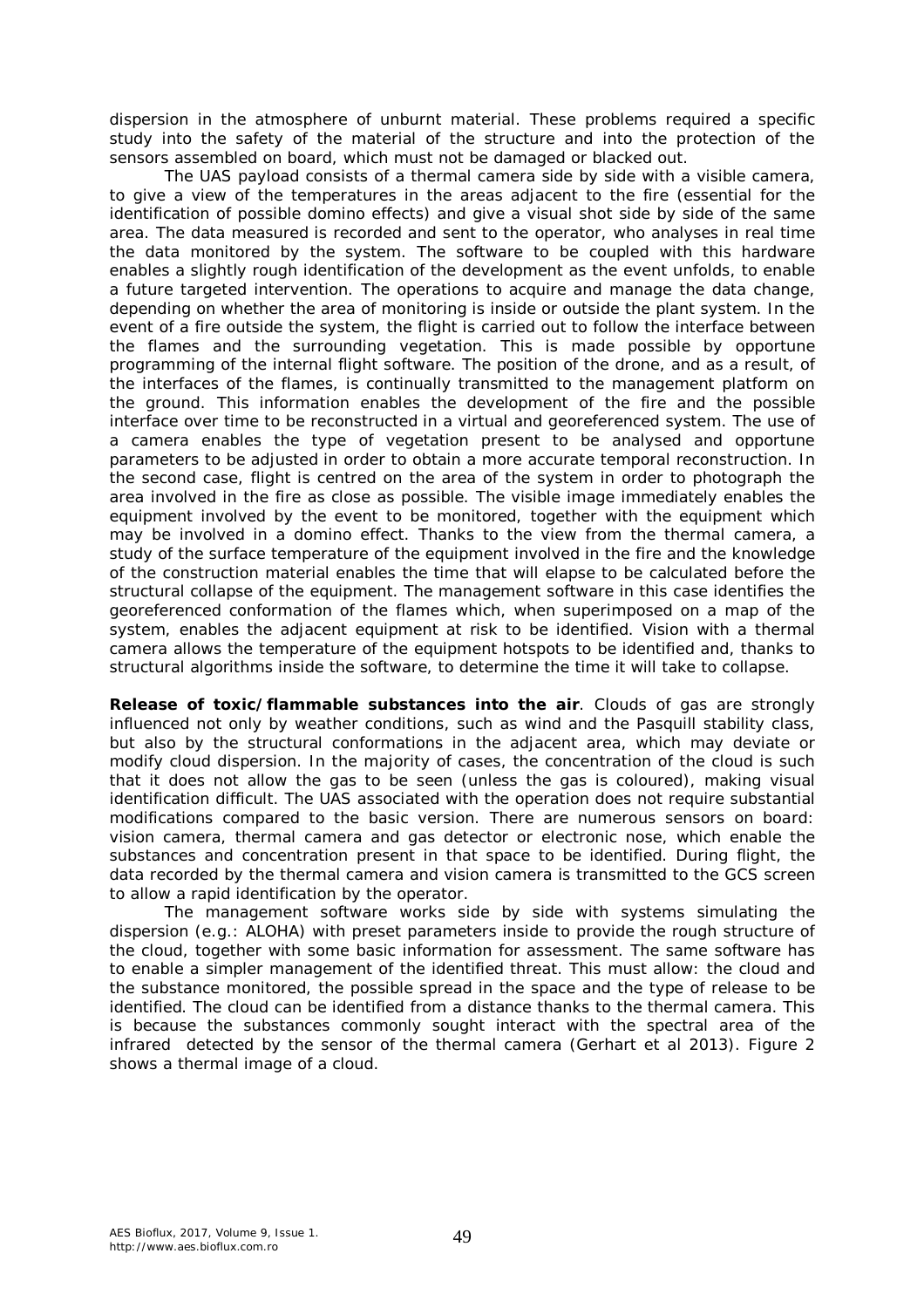dispersion in the atmosphere of unburnt material. These problems required a specific study into the safety of the material of the structure and into the protection of the sensors assembled on board, which must not be damaged or blacked out.

The UAS payload consists of a thermal camera side by side with a visible camera, to give a view of the temperatures in the areas adjacent to the fire (essential for the identification of possible domino effects) and give a visual shot side by side of the same area. The data measured is recorded and sent to the operator, who analyses in real time the data monitored by the system. The software to be coupled with this hardware enables a slightly rough identification of the development as the event unfolds, to enable a future targeted intervention. The operations to acquire and manage the data change, depending on whether the area of monitoring is inside or outside the plant system. In the event of a fire outside the system, the flight is carried out to follow the interface between the flames and the surrounding vegetation. This is made possible by opportune programming of the internal flight software. The position of the drone, and as a result, of the interfaces of the flames, is continually transmitted to the management platform on the ground. This information enables the development of the fire and the possible interface over time to be reconstructed in a virtual and georeferenced system. The use of a camera enables the type of vegetation present to be analysed and opportune parameters to be adjusted in order to obtain a more accurate temporal reconstruction. In the second case, flight is centred on the area of the system in order to photograph the area involved in the fire as close as possible. The visible image immediately enables the equipment involved by the event to be monitored, together with the equipment which may be involved in a domino effect. Thanks to the view from the thermal camera, a study of the surface temperature of the equipment involved in the fire and the knowledge of the construction material enables the time that will elapse to be calculated before the structural collapse of the equipment. The management software in this case identifies the georeferenced conformation of the flames which, when superimposed on a map of the system, enables the adjacent equipment at risk to be identified. Vision with a thermal camera allows the temperature of the equipment hotspots to be identified and, thanks to structural algorithms inside the software, to determine the time it will take to collapse.

**Release of toxic/flammable substances into the air**. Clouds of gas are strongly influenced not only by weather conditions, such as wind and the Pasquill stability class, but also by the structural conformations in the adjacent area, which may deviate or modify cloud dispersion. In the majority of cases, the concentration of the cloud is such that it does not allow the gas to be seen (unless the gas is coloured), making visual identification difficult. The UAS associated with the operation does not require substantial modifications compared to the basic version. There are numerous sensors on board: vision camera, thermal camera and gas detector or electronic nose, which enable the substances and concentration present in that space to be identified. During flight, the data recorded by the thermal camera and vision camera is transmitted to the GCS screen to allow a rapid identification by the operator.

The management software works side by side with systems simulating the dispersion (e.g.: ALOHA) with preset parameters inside to provide the rough structure of the cloud, together with some basic information for assessment. The same software has to enable a simpler management of the identified threat. This must allow: the cloud and the substance monitored, the possible spread in the space and the type of release to be identified. The cloud can be identified from a distance thanks to the thermal camera. This is because the substances commonly sought interact with the spectral area of the infrared detected by the sensor of the thermal camera (Gerhart et al 2013). Figure 2 shows a thermal image of a cloud.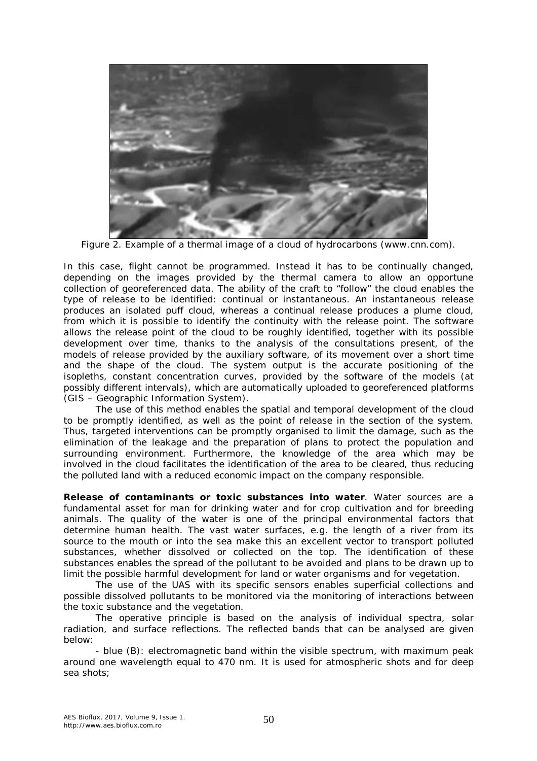Figure 2. Example of a thermal image of a cloud of hydrocarbons (www.cnn.com).

In this case, flight cannot be programmed. Instead it has to be continually changed, depending on the images provided by the thermal camera to allow an opportune collection of georeferenced data. The ability of the craft to "follow" the cloud enables the type of release to be identified: continual or instantaneous. An instantaneous release produces an isolated puff cloud, whereas a continual release produces a plume cloud, from which it is possible to identify the continuity with the release point. The software allows the release point of the cloud to be roughly identified, together with its possible development over time, thanks to the analysis of the consultations present, of the models of release provided by the auxiliary software, of its movement over a short time and the shape of the cloud. The system output is the accurate positioning of the isopleths, constant concentration curves, provided by the software of the models (at possibly different intervals), which are automatically uploaded to georeferenced platforms (GIS – Geographic Information System).

The use of this method enables the spatial and temporal development of the cloud to be promptly identified, as well as the point of release in the section of the system. Thus, targeted interventions can be promptly organised to limit the damage, such as the elimination of the leakage and the preparation of plans to protect the population and surrounding environment. Furthermore, the knowledge of the area which may be involved in the cloud facilitates the identification of the area to be cleared, thus reducing the polluted land with a reduced economic impact on the company responsible.

**Release of contaminants or toxic substances into water**. Water sources are a fundamental asset for man for drinking water and for crop cultivation and for breeding animals. The quality of the water is one of the principal environmental factors that determine human health. The vast water surfaces, e.g. the length of a river from its source to the mouth or into the sea make this an excellent vector to transport polluted substances, whether dissolved or collected on the top. The identification of these substances enables the spread of the pollutant to be avoided and plans to be drawn up to limit the possible harmful development for land or water organisms and for vegetation.

The use of the UAS with its specific sensors enables superficial collections and possible dissolved pollutants to be monitored via the monitoring of interactions between the toxic substance and the vegetation.

The operative principle is based on the analysis of individual spectra, solar radiation, and surface reflections. The reflected bands that can be analysed are given below:

- blue (B): electromagnetic band within the visible spectrum, with maximum peak around one wavelength equal to 470 nm. It is used for atmospheric shots and for deep sea shots;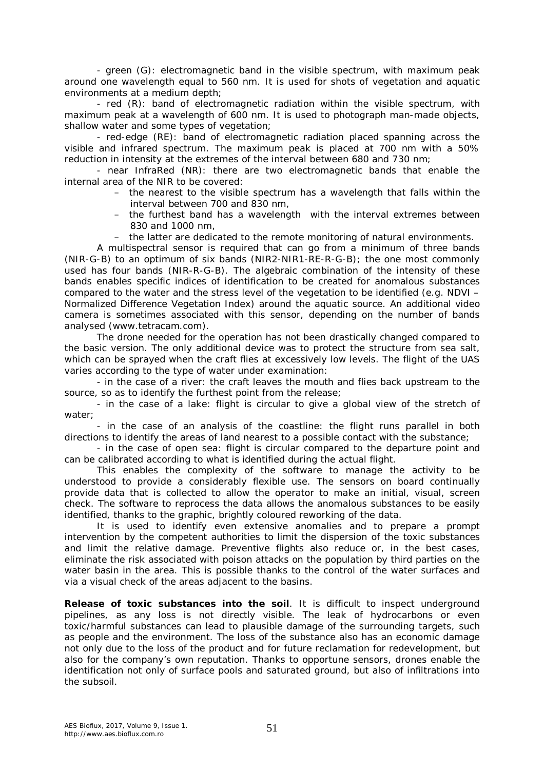- green (G): electromagnetic band in the visible spectrum, with maximum peak around one wavelength equal to 560 nm. It is used for shots of vegetation and aquatic environments at a medium depth;

- red (R): band of electromagnetic radiation within the visible spectrum, with maximum peak at a wavelength of 600 nm. It is used to photograph man-made objects, shallow water and some types of vegetation;

- red-edge (RE): band of electromagnetic radiation placed spanning across the visible and infrared spectrum. The maximum peak is placed at 700 nm with a 50% reduction in intensity at the extremes of the interval between 680 and 730 nm;

- near InfraRed (NR): there are two electromagnetic bands that enable the internal area of the NIR to be covered:
  - the nearest to the visible spectrum has a wavelength that falls within the interval between 700 and 830 nm,
  - the furthest band has a wavelength with the interval extremes between 830 and 1000 nm,
  - the latter are dedicated to the remote monitoring of natural environments.

A multispectral sensor is required that can go from a minimum of three bands (NIR-G-B) to an optimum of six bands (NIR2-NIR1-RE-R-G-B); the one most commonly used has four bands (NIR-R-G-B). The algebraic combination of the intensity of these bands enables specific indices of identification to be created for anomalous substances compared to the water and the stress level of the vegetation to be identified (e.g. NDVI – Normalized Difference Vegetation Index) around the aquatic source. An additional video camera is sometimes associated with this sensor, depending on the number of bands analysed (www.tetracam.com).

The drone needed for the operation has not been drastically changed compared to the basic version. The only additional device was to protect the structure from sea salt, which can be sprayed when the craft flies at excessively low levels. The flight of the UAS varies according to the type of water under examination:

- in the case of a river: the craft leaves the mouth and flies back upstream to the source, so as to identify the furthest point from the release;

- in the case of a lake: flight is circular to give a global view of the stretch of water;

- in the case of an analysis of the coastline: the flight runs parallel in both directions to identify the areas of land nearest to a possible contact with the substance;

- in the case of open sea: flight is circular compared to the departure point and can be calibrated according to what is identified during the actual flight.

This enables the complexity of the software to manage the activity to be understood to provide a considerably flexible use. The sensors on board continually provide data that is collected to allow the operator to make an initial, visual, screen check. The software to reprocess the data allows the anomalous substances to be easily identified, thanks to the graphic, brightly coloured reworking of the data.

It is used to identify even extensive anomalies and to prepare a prompt intervention by the competent authorities to limit the dispersion of the toxic substances and limit the relative damage. Preventive flights also reduce or, in the best cases, eliminate the risk associated with poison attacks on the population by third parties on the water basin in the area. This is possible thanks to the control of the water surfaces and via a visual check of the areas adjacent to the basins.

**Release of toxic substances into the soil**. It is difficult to inspect underground pipelines, as any loss is not directly visible. The leak of hydrocarbons or even toxic/harmful substances can lead to plausible damage of the surrounding targets, such as people and the environment. The loss of the substance also has an economic damage not only due to the loss of the product and for future reclamation for redevelopment, but also for the company's own reputation. Thanks to opportune sensors, drones enable the identification not only of surface pools and saturated ground, but also of infiltrations into the subsoil.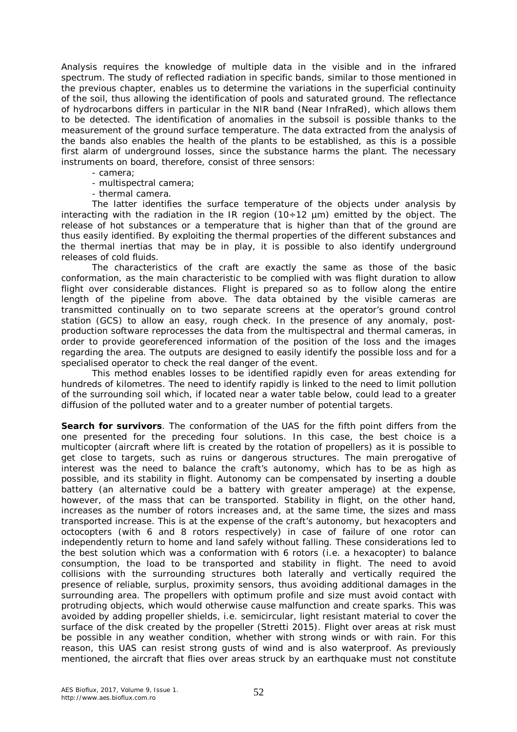Analysis requires the knowledge of multiple data in the visible and in the infrared spectrum. The study of reflected radiation in specific bands, similar to those mentioned in the previous chapter, enables us to determine the variations in the superficial continuity of the soil, thus allowing the identification of pools and saturated ground. The reflectance of hydrocarbons differs in particular in the NIR band (Near InfraRed), which allows them to be detected. The identification of anomalies in the subsoil is possible thanks to the measurement of the ground surface temperature. The data extracted from the analysis of the bands also enables the health of the plants to be established, as this is a possible first alarm of underground losses, since the substance harms the plant. The necessary instruments on board, therefore, consist of three sensors:

- camera;
- multispectral camera;
- thermal camera.

The latter identifies the surface temperature of the objects under analysis by interacting with the radiation in the IR region (10÷12 μm) emitted by the object. The release of hot substances or a temperature that is higher than that of the ground are thus easily identified. By exploiting the thermal properties of the different substances and the thermal inertias that may be in play, it is possible to also identify underground releases of cold fluids.

The characteristics of the craft are exactly the same as those of the basic conformation, as the main characteristic to be complied with was flight duration to allow flight over considerable distances. Flight is prepared so as to follow along the entire length of the pipeline from above. The data obtained by the visible cameras are transmitted continually on to two separate screens at the operator's ground control station (GCS) to allow an easy, rough check. In the presence of any anomaly, post-production software reprocesses the data from the multispectral and thermal cameras, in order to provide georeferenced information of the position of the loss and the images regarding the area. The outputs are designed to easily identify the possible loss and for a specialised operator to check the real danger of the event.

This method enables losses to be identified rapidly even for areas extending for hundreds of kilometres. The need to identify rapidly is linked to the need to limit pollution of the surrounding soil which, if located near a water table below, could lead to a greater diffusion of the polluted water and to a greater number of potential targets.

**Search for survivors**. The conformation of the UAS for the fifth point differs from the one presented for the preceding four solutions. In this case, the best choice is a multicopter (aircraft where lift is created by the rotation of propellers) as it is possible to get close to targets, such as ruins or dangerous structures. The main prerogative of interest was the need to balance the craft's autonomy, which has to be as high as possible, and its stability in flight. Autonomy can be compensated by inserting a double battery (an alternative could be a battery with greater amperage) at the expense, however, of the mass that can be transported. Stability in flight, on the other hand, increases as the number of rotors increases and, at the same time, the sizes and mass transported increase. This is at the expense of the craft's autonomy, but hexacopters and octocopters (with 6 and 8 rotors respectively) in case of failure of one rotor can independently return to home and land safely without falling. These considerations led to the best solution which was a conformation with 6 rotors (i.e. a hexacopter) to balance consumption, the load to be transported and stability in flight. The need to avoid collisions with the surrounding structures both laterally and vertically required the presence of reliable, surplus, proximity sensors, thus avoiding additional damages in the surrounding area. The propellers with optimum profile and size must avoid contact with protruding objects, which would otherwise cause malfunction and create sparks. This was avoided by adding propeller shields, i.e. semicircular, light resistant material to cover the surface of the disk created by the propeller (Stretti 2015). Flight over areas at risk must be possible in any weather condition, whether with strong winds or with rain. For this reason, this UAS can resist strong gusts of wind and is also waterproof. As previously mentioned, the aircraft that flies over areas struck by an earthquake must not constitute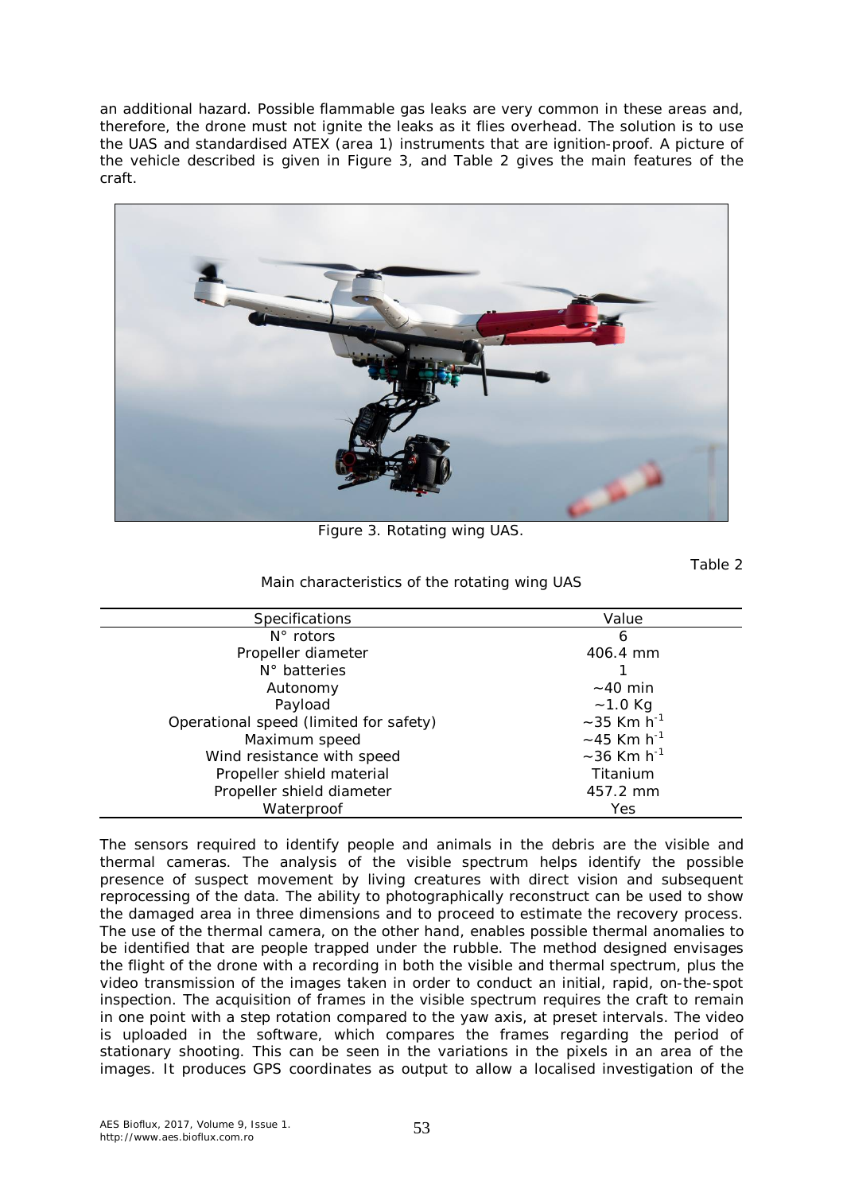an additional hazard. Possible flammable gas leaks are very common in these areas and, therefore, the drone must not ignite the leaks as it flies overhead. The solution is to use the UAS and standardised ATEX (area 1) instruments that are ignition-proof. A picture of the vehicle described is given in Figure 3, and Table 2 gives the main features of the craft.

Figure 3. Rotating wing UAS.

Table 2

Main characteristics of the rotating wing UAS

| Specifications | Value |
|---|---|
| N° rotors | 6 |
| Propeller diameter | 406.4 mm |
| N° batteries | 1 |
| Autonomy | ~40 min |
| Payload | ~1.0 Kg |
| Operational speed (limited for safety) | ~35 Km $h^{-1}$ |
| Maximum speed | ~45 Km $h^{-1}$ |
| Wind resistance with speed | ~36 Km $h^{-1}$ |
| Propeller shield material | Titanium |
| Propeller shield diameter | 457.2 mm |
| Waterproof | Yes |

The sensors required to identify people and animals in the debris are the visible and thermal cameras. The analysis of the visible spectrum helps identify the possible presence of suspect movement by living creatures with direct vision and subsequent reprocessing of the data. The ability to photographically reconstruct can be used to show the damaged area in three dimensions and to proceed to estimate the recovery process. The use of the thermal camera, on the other hand, enables possible thermal anomalies to be identified that are people trapped under the rubble. The method designed envisages the flight of the drone with a recording in both the visible and thermal spectrum, plus the video transmission of the images taken in order to conduct an initial, rapid, on-the-spot inspection. The acquisition of frames in the visible spectrum requires the craft to remain in one point with a step rotation compared to the yaw axis, at preset intervals. The video is uploaded in the software, which compares the frames regarding the period of stationary shooting. This can be seen in the variations in the pixels in an area of the images. It produces GPS coordinates as output to allow a localised investigation of the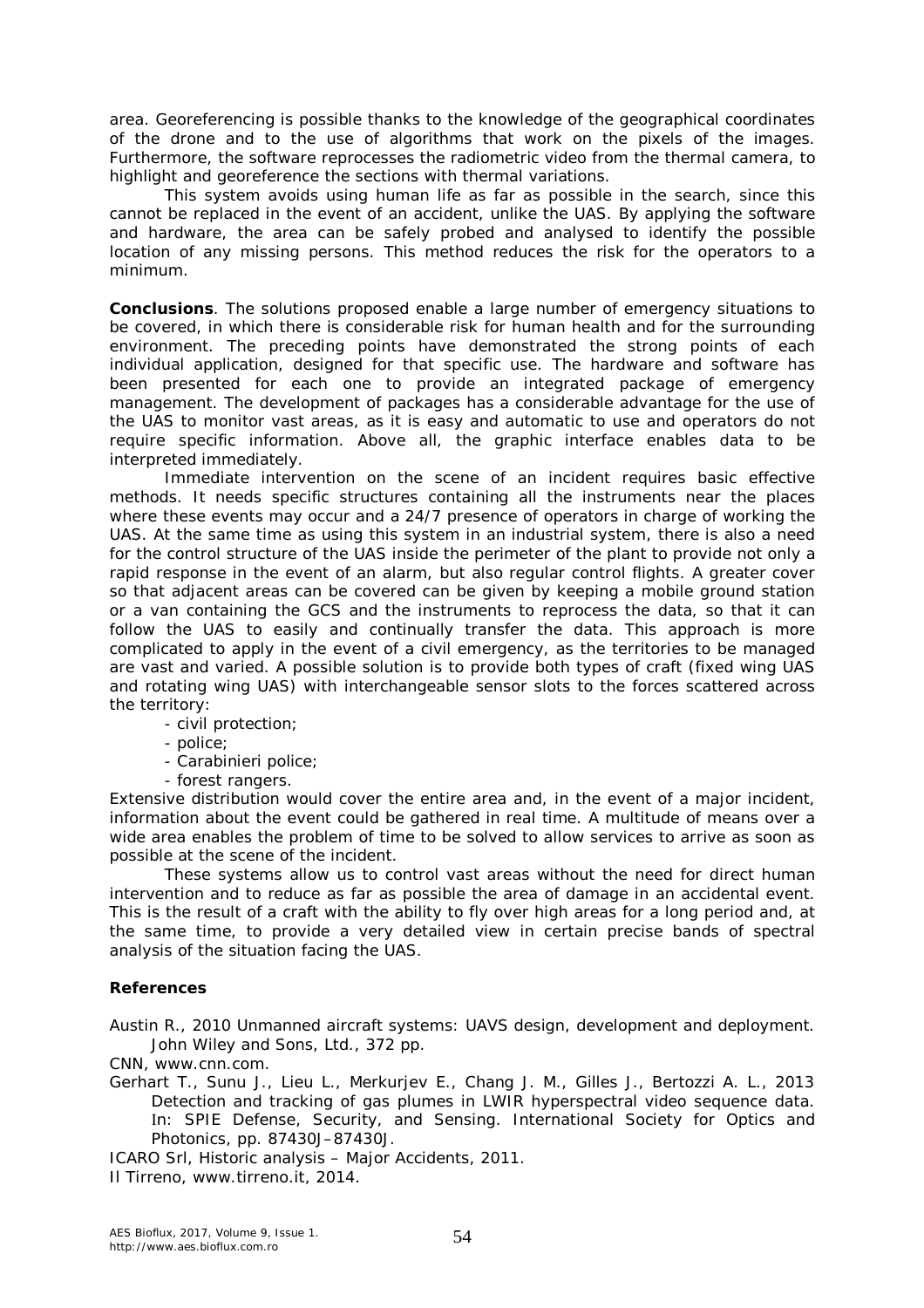area. Georeferencing is possible thanks to the knowledge of the geographical coordinates of the drone and to the use of algorithms that work on the pixels of the images. Furthermore, the software reprocesses the radiometric video from the thermal camera, to highlight and georeference the sections with thermal variations.

This system avoids using human life as far as possible in the search, since this cannot be replaced in the event of an accident, unlike the UAS. By applying the software and hardware, the area can be safely probed and analysed to identify the possible location of any missing persons. This method reduces the risk for the operators to a minimum.

**Conclusions**. The solutions proposed enable a large number of emergency situations to be covered, in which there is considerable risk for human health and for the surrounding environment. The preceding points have demonstrated the strong points of each individual application, designed for that specific use. The hardware and software has been presented for each one to provide an integrated package of emergency management. The development of packages has a considerable advantage for the use of the UAS to monitor vast areas, as it is easy and automatic to use and operators do not require specific information. Above all, the graphic interface enables data to be interpreted immediately.

Immediate intervention on the scene of an incident requires basic effective methods. It needs specific structures containing all the instruments near the places where these events may occur and a 24/7 presence of operators in charge of working the UAS. At the same time as using this system in an industrial system, there is also a need for the control structure of the UAS inside the perimeter of the plant to provide not only a rapid response in the event of an alarm, but also regular control flights. A greater cover so that adjacent areas can be covered can be given by keeping a mobile ground station or a van containing the GCS and the instruments to reprocess the data, so that it can follow the UAS to easily and continually transfer the data. This approach is more complicated to apply in the event of a civil emergency, as the territories to be managed are vast and varied. A possible solution is to provide both types of craft (fixed wing UAS and rotating wing UAS) with interchangeable sensor slots to the forces scattered across the territory:

- civil protection;
- police;
- Carabinieri police;
- forest rangers.

Extensive distribution would cover the entire area and, in the event of a major incident, information about the event could be gathered in real time. A multitude of means over a wide area enables the problem of time to be solved to allow services to arrive as soon as possible at the scene of the incident.

These systems allow us to control vast areas without the need for direct human intervention and to reduce as far as possible the area of damage in an accidental event. This is the result of a craft with the ability to fly over high areas for a long period and, at the same time, to provide a very detailed view in certain precise bands of spectral analysis of the situation facing the UAS.

**References**

Austin R., 2010 Unmanned aircraft systems: UAVS design, development and deployment. John Wiley and Sons, Ltd., 372 pp.

CNN, www.cnn.com.

Gerhart T., Sunu J., Lieu L., Merkurjev E., Chang J. M., Gilles J., Bertozzi A. L., 2013 Detection and tracking of gas plumes in LWIR hyperspectral video sequence data. In: SPIE Defense, Security, and Sensing. International Society for Optics and Photonics, pp. 87430J–87430J.

ICARO Srl, Historic analysis – Major Accidents, 2011.

Il Tirreno, www.tirreno.it, 2014.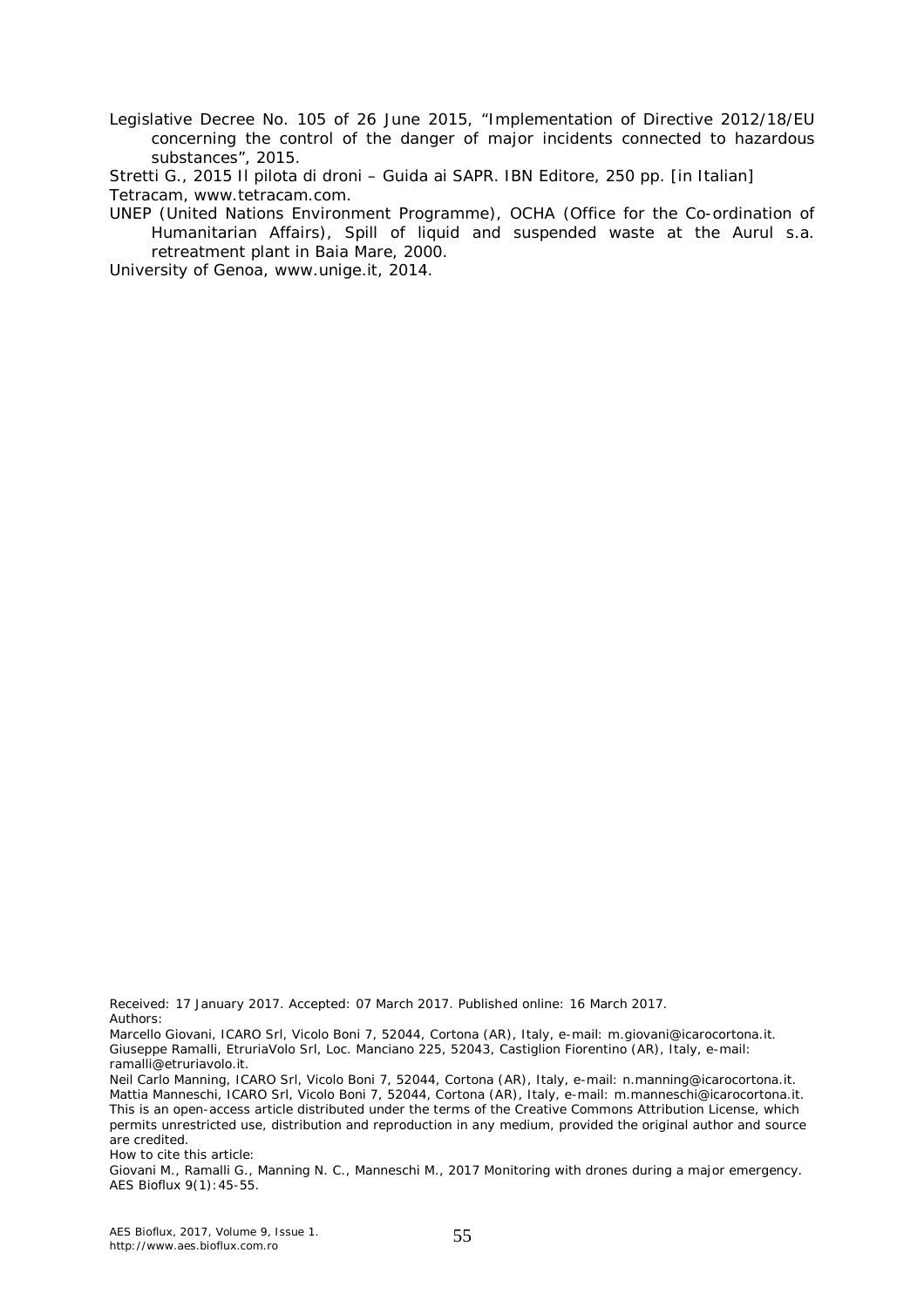Legislative Decree No. 105 of 26 June 2015, "Implementation of Directive 2012/18/EU concerning the control of the danger of major incidents connected to hazardous substances", 2015.

Stretti G., 2015 Il pilota di droni – Guida ai SAPR. IBN Editore, 250 pp. [in Italian]

Tetracam, www.tetracam.com.

UNEP (United Nations Environment Programme), OCHA (Office for the Co-ordination of Humanitarian Affairs), Spill of liquid and suspended waste at the Aurul s.a. retreatment plant in Baia Mare, 2000.

University of Genoa, www.unige.it, 2014.

Received: 17 January 2017. Accepted: 07 March 2017. Published online: 16 March 2017.

Authors:

Marcello Giovani, ICARO Srl, Vicolo Boni 7, 52044, Cortona (AR), Italy, e-mail: m.giovani@icarocortona.it.

Giuseppe Ramalli, EtruriaVolo Srl, Loc. Manciano 225, 52043, Castiglion Fiorentino (AR), Italy, e-mail: ramalli@etruriavolo.it.

Neil Carlo Manning, ICARO Srl, Vicolo Boni 7, 52044, Cortona (AR), Italy, e-mail: n.manning@icarocortona.it.

Mattia Manneschi, ICARO Srl, Vicolo Boni 7, 52044, Cortona (AR), Italy, e-mail: m.manneschi@icarocortona.it.

This is an open-access article distributed under the terms of the Creative Commons Attribution License, which permits unrestricted use, distribution and reproduction in any medium, provided the original author and source are credited.

How to cite this article:

Giovani M., Ramalli G., Manning N. C., Manneschi M., 2017 Monitoring with drones during a major emergency. AES Bioflux 9(1):45-55.